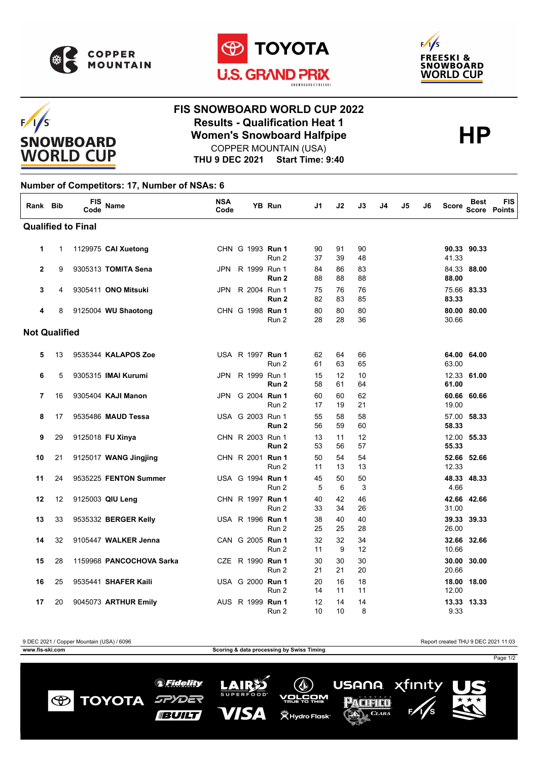# FIS SNOWBOARD WORLD CUP 2022

## Results - Qualification Heat 1

## Women's Snowboard Halfpipe

**HP**

COPPER MOUNTAIN (USA)

**THU 9 DEC 2021 Start Time: 9:40**

**Number of Competitors: 17, Number of NSAs: 6**

| Rank | Bib | FIS Code | Name | NSA Code | | YB | Run | J1 | J2 | J3 | J4 | J5 | J6 | Score | Best Score | FIS Points |
|---|---|---|---|---|---|---|---|---|---|---|---|---|---|---|---|---|
| **Qualified to Final** | | | | | | | | | | | | | | | | |
| 1 | 1 | 1129975 | **CAI Xuetong** | CHN | G | 1993 | **Run 1** | 90 | 91 | 90 | | | | **90.33** | **90.33** | |
| | | | | | | | Run 2 | 37 | 39 | 48 | | | | 41.33 | | |
| 2 | 9 | 9305313 | **TOMITA Sena** | JPN | R | 1999 | Run 1 | 84 | 86 | 83 | | | | 84.33 | **88.00** | |
| | | | | | | | **Run 2** | 88 | 88 | 88 | | | | **88.00** | | |
| 3 | 4 | 9305411 | **ONO Mitsuki** | JPN | R | 2004 | Run 1 | 75 | 76 | 76 | | | | 75.66 | **83.33** | |
| | | | | | | | **Run 2** | 82 | 83 | 85 | | | | **83.33** | | |
| 4 | 8 | 9125004 | **WU Shaotong** | CHN | G | 1998 | **Run 1** | 80 | 80 | 80 | | | | **80.00** | **80.00** | |
| | | | | | | | Run 2 | 28 | 28 | 36 | | | | 30.66 | | |
| **Not Qualified** | | | | | | | | | | | | | | | | |
| 5 | 13 | 9535344 | **KALAPOS Zoe** | USA | R | 1997 | **Run 1** | 62 | 64 | 66 | | | | **64.00** | **64.00** | |
| | | | | | | | Run 2 | 61 | 63 | 65 | | | | 63.00 | | |
| 6 | 5 | 9305315 | **IMAI Kurumi** | JPN | R | 1999 | Run 1 | 15 | 12 | 10 | | | | 12.33 | **61.00** | |
| | | | | | | | **Run 2** | 58 | 61 | 64 | | | | **61.00** | | |
| 7 | 16 | 9305404 | **KAJI Manon** | JPN | G | 2004 | **Run 1** | 60 | 60 | 62 | | | | **60.66** | **60.66** | |
| | | | | | | | Run 2 | 17 | 19 | 21 | | | | 19.00 | | |
| 8 | 17 | 9535486 | **MAUD Tessa** | USA | G | 2003 | Run 1 | 55 | 58 | 58 | | | | 57.00 | **58.33** | |
| | | | | | | | **Run 2** | 56 | 59 | 60 | | | | **58.33** | | |
| 9 | 29 | 9125018 | **FU Xinya** | CHN | R | 2003 | Run 1 | 13 | 11 | 12 | | | | 12.00 | **55.33** | |
| | | | | | | | **Run 2** | 53 | 56 | 57 | | | | **55.33** | | |
| 10 | 21 | 9125017 | **WANG Jingjing** | CHN | R | 2001 | **Run 1** | 50 | 54 | 54 | | | | **52.66** | **52.66** | |
| | | | | | | | Run 2 | 11 | 13 | 13 | | | | 12.33 | | |
| 11 | 24 | 9535225 | **FENTON Summer** | USA | G | 1994 | **Run 1** | 45 | 50 | 50 | | | | **48.33** | **48.33** | |
| | | | | | | | Run 2 | 5 | 6 | 3 | | | | 4.66 | | |
| 12 | 12 | 9125003 | **QIU Leng** | CHN | R | 1997 | **Run 1** | 40 | 42 | 46 | | | | **42.66** | **42.66** | |
| | | | | | | | Run 2 | 33 | 34 | 26 | | | | 31.00 | | |
| 13 | 33 | 9535332 | **BERGER Kelly** | USA | R | 1996 | **Run 1** | 38 | 40 | 40 | | | | **39.33** | **39.33** | |
| | | | | | | | Run 2 | 25 | 25 | 28 | | | | 26.00 | | |
| 14 | 32 | 9105447 | **WALKER Jenna** | CAN | G | 2005 | **Run 1** | 32 | 32 | 34 | | | | **32.66** | **32.66** | |
| | | | | | | | Run 2 | 11 | 9 | 12 | | | | 10.66 | | |
| 15 | 28 | 1159968 | **PANCOCHOVA Sarka** | CZE | R | 1990 | **Run 1** | 30 | 30 | 30 | | | | **30.00** | **30.00** | |
| | | | | | | | Run 2 | 21 | 21 | 20 | | | | 20.66 | | |
| 16 | 25 | 9535441 | **SHAFER Kaili** | USA | G | 2000 | **Run 1** | 20 | 16 | 18 | | | | **18.00** | **18.00** | |
| | | | | | | | Run 2 | 14 | 11 | 11 | | | | 12.00 | | |
| 17 | 20 | 9045073 | **ARTHUR Emily** | AUS | R | 1999 | **Run 1** | 12 | 14 | 14 | | | | **13.33** | **13.33** | |
| | | | | | | | Run 2 | 10 | 10 | 8 | | | | 9.33 | | |

9 DEC 2021 / Copper Mountain (USA) / 6096

Report created THU 9 DEC 2021 11:03

www.fis-ski.com

Scoring & data processing by Swiss Timing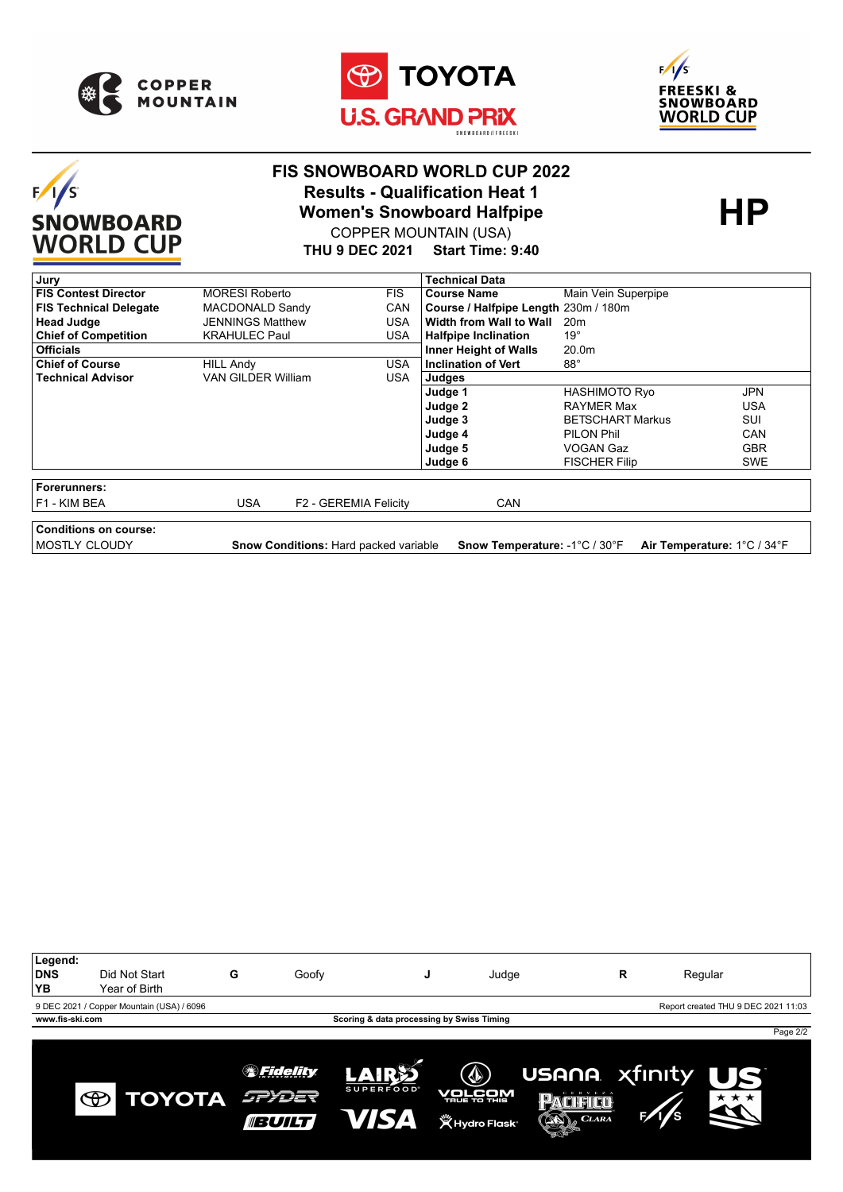## FIS SNOWBOARD WORLD CUP 2022

### Results - Qualification Heat 1

### Women's Snowboard Halfpipe

COPPER MOUNTAIN (USA)

**THU 9 DEC 2021 Start Time: 9:40**

**HP**

| Jury | | | Technical Data | | |
|---|---|---|---|---|---|
| **FIS Contest Director** | MORESI Roberto | FIS | **Course Name** | Main Vein Superpipe | |
| **FIS Technical Delegate** | MACDONALD Sandy | CAN | **Course / Halfpipe Length** | 230m / 180m | |
| **Head Judge** | JENNINGS Matthew | USA | **Width from Wall to Wall** | 20m | |
| **Chief of Competition** | KRAHULEC Paul | USA | **Halfpipe Inclination** | 19° | |
| **Officials** | | | **Inner Height of Walls** | 20.0m | |
| **Chief of Course** | HILL Andy | USA | **Inclination of Vert** | 88° | |
| **Technical Advisor** | VAN GILDER William | USA | **Judges** | | |
| | | | **Judge 1** | HASHIMOTO Ryo | JPN |
| | | | **Judge 2** | RAYMER Max | USA |
| | | | **Judge 3** | BETSCHART Markus | SUI |
| | | | **Judge 4** | PILON Phil | CAN |
| | | | **Judge 5** | VOGAN Gaz | GBR |
| | | | **Judge 6** | FISCHER Filip | SWE |

**Forerunners:**

| | | | |
|---|---|---|---|
| F1 - KIM BEA | USA | F2 - GEREMIA Felicity | CAN |

**Conditions on course:**

MOSTLY CLOUDY | **Snow Conditions:** Hard packed variable | **Snow Temperature:** -1°C / 30°F | **Air Temperature:** 1°C / 34°F

**Legend:**

| | | | | | | | |
|---|---|---|---|---|---|---|---|
| **DNS** | Did Not Start | **G** | Goofy | **J** | Judge | **R** | Regular |
| **YB** | Year of Birth | | | | | | |

9 DEC 2021 / Copper Mountain (USA) / 6096 — Report created THU 9 DEC 2021 11:03

www.fis-ski.com — Scoring & data processing by Swiss Timing